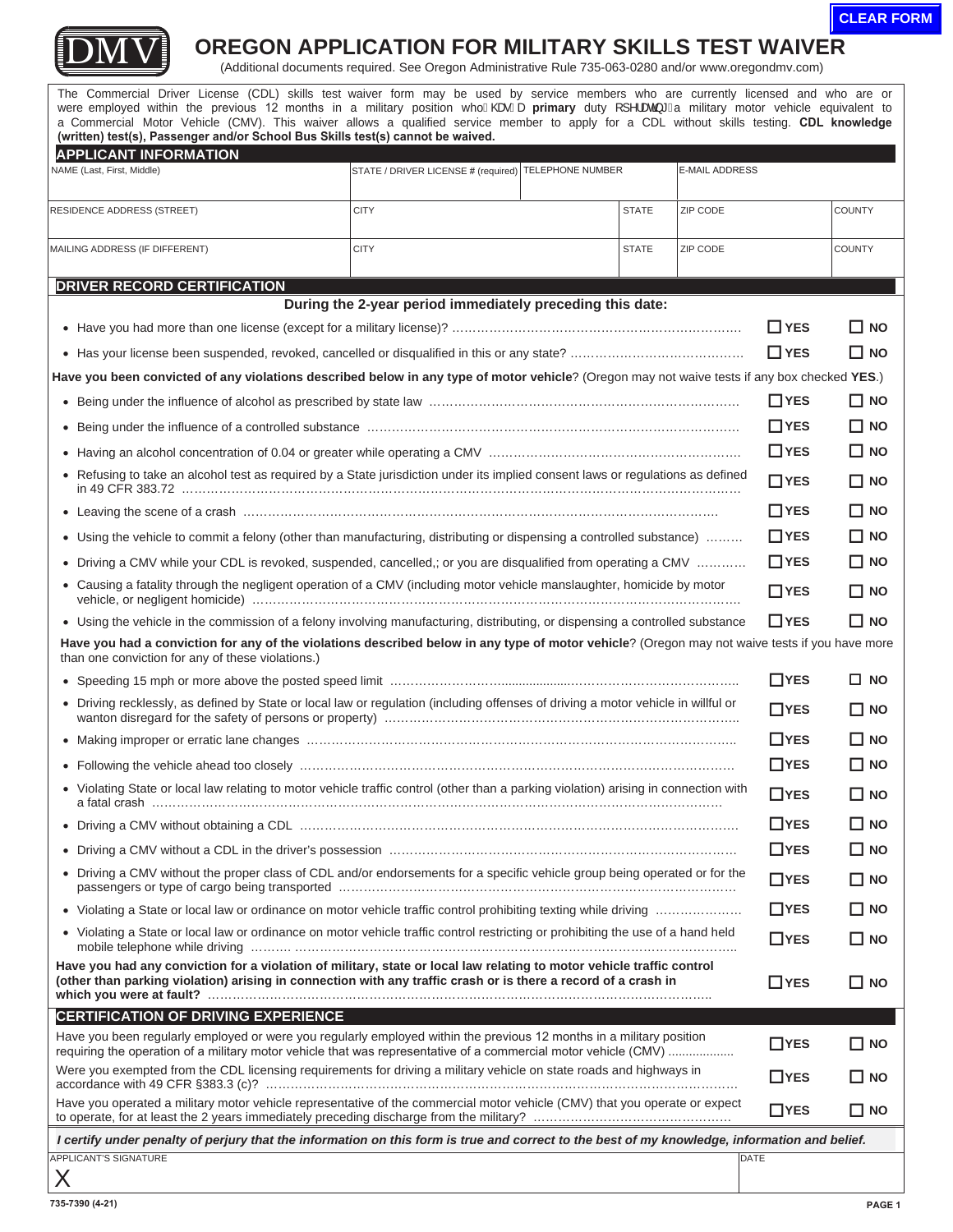CLEAR FORM

# OREGON APPLICATION FOR MILITARY SKILLS TEST WAIVER

(Additional documents required. See Oregon Administrative Rule 735-063-0280 and/or www.oregondmv.com)

The Commercial Driver License (CDL) skills test waiver form may be used by service members who are currently licensed and who are or were employed within the previous 12 months in a military position who has a **primary** duty operating a military motor vehicle equivalent to a Commercial Motor Vehicle (CMV). This waiver allows a qualified service member to apply for a CDL without skills testing. **CDL knowledge (written) test(s), Passenger and/or School Bus Skills test(s) cannot be waived.**

## APPLICANT INFORMATION

| NAME (Last, First, Middle) | STATE / DRIVER LICENSE # (required) | TELEPHONE NUMBER | | E-MAIL ADDRESS | |
|---|---|---|---|---|---|
| RESIDENCE ADDRESS (STREET) | CITY | | STATE | ZIP CODE | COUNTY |
| MAILING ADDRESS (IF DIFFERENT) | CITY | | STATE | ZIP CODE | COUNTY |

## DRIVER RECORD CERTIFICATION

**During the 2-year period immediately preceding this date:**

- Have you had more than one license (except for a military license)? ☐ YES ☐ NO
- Has your license been suspended, revoked, cancelled or disqualified in this or any state? ☐ YES ☐ NO

**Have you been convicted of any violations described below in any type of motor vehicle**? (Oregon may not waive tests if any box checked **YES**.)

- Being under the influence of alcohol as prescribed by state law ☐ YES ☐ NO
- Being under the influence of a controlled substance ☐ YES ☐ NO
- Having an alcohol concentration of 0.04 or greater while operating a CMV ☐ YES ☐ NO
- Refusing to take an alcohol test as required by a State jurisdiction under its implied consent laws or regulations as defined in 49 CFR 383.72 ☐ YES ☐ NO
- Leaving the scene of a crash ☐ YES ☐ NO
- Using the vehicle to commit a felony (other than manufacturing, distributing or dispensing a controlled substance) ☐ YES ☐ NO
- Driving a CMV while your CDL is revoked, suspended, cancelled,; or you are disqualified from operating a CMV ☐ YES ☐ NO
- Causing a fatality through the negligent operation of a CMV (including motor vehicle manslaughter, homicide by motor vehicle, or negligent homicide) ☐ YES ☐ NO
- Using the vehicle in the commission of a felony involving manufacturing, distributing, or dispensing a controlled substance ☐ YES ☐ NO

**Have you had a conviction for any of the violations described below in any type of motor vehicle**? (Oregon may not waive tests if you have more than one conviction for any of these violations.)

- Speeding 15 mph or more above the posted speed limit ☐ YES ☐ NO
- Driving recklessly, as defined by State or local law or regulation (including offenses of driving a motor vehicle in willful or wanton disregard for the safety of persons or property) ☐ YES ☐ NO
- Making improper or erratic lane changes ☐ YES ☐ NO
- Following the vehicle ahead too closely ☐ YES ☐ NO
- Violating State or local law relating to motor vehicle traffic control (other than a parking violation) arising in connection with a fatal crash ☐ YES ☐ NO
- Driving a CMV without obtaining a CDL ☐ YES ☐ NO
- Driving a CMV without a CDL in the driver's possession ☐ YES ☐ NO
- Driving a CMV without the proper class of CDL and/or endorsements for a specific vehicle group being operated or for the passengers or type of cargo being transported ☐ YES ☐ NO
- Violating a State or local law or ordinance on motor vehicle traffic control prohibiting texting while driving ☐ YES ☐ NO
- Violating a State or local law or ordinance on motor vehicle traffic control restricting or prohibiting the use of a hand held mobile telephone while driving ☐ YES ☐ NO

**Have you had any conviction for a violation of military, state or local law relating to motor vehicle traffic control (other than parking violation) arising in connection with any traffic crash or is there a record of a crash in which you were at fault?** ☐ YES ☐ NO

## CERTIFICATION OF DRIVING EXPERIENCE

Have you been regularly employed or were you regularly employed within the previous 12 months in a military position requiring the operation of a military motor vehicle that was representative of a commercial motor vehicle (CMV) ☐ YES ☐ NO

Were you exempted from the CDL licensing requirements for driving a military vehicle on state roads and highways in accordance with 49 CFR §383.3 (c)? ☐ YES ☐ NO

Have you operated a military motor vehicle representative of the commercial motor vehicle (CMV) that you operate or expect to operate, for at least the 2 years immediately preceding discharge from the military? ☐ YES ☐ NO

***I certify under penalty of perjury that the information on this form is true and correct to the best of my knowledge, information and belief.***

| APPLICANT'S SIGNATURE | DATE |
|---|---|
| X | |

735-7390 (4-21)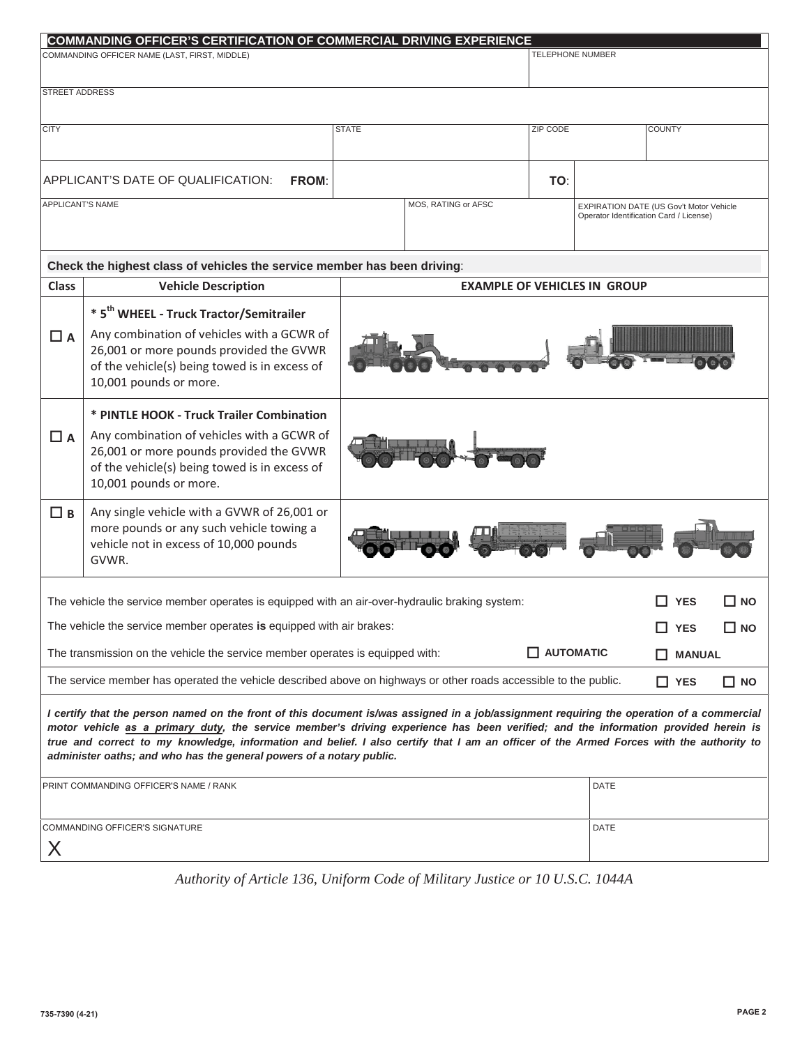## COMMANDING OFFICER'S CERTIFICATION OF COMMERCIAL DRIVING EXPERIENCE

| | | | | |
|---|---|---|---|---|
| COMMANDING OFFICER NAME (LAST, FIRST, MIDDLE) | | | TELEPHONE NUMBER | |
| STREET ADDRESS | | | | |
| CITY | STATE | | ZIP CODE | COUNTY |
| APPLICANT'S DATE OF QUALIFICATION: **FROM**: | | | **TO**: | |
| APPLICANT'S NAME | | MOS, RATING or AFSC | | EXPIRATION DATE (US Gov't Motor Vehicle Operator Identification Card / License) |

**Check the highest class of vehicles the service member has been driving**:

| Class | Vehicle Description | EXAMPLE OF VEHICLES IN GROUP |
|---|---|---|
| ☐ A | **\* 5th WHEEL - Truck Tractor/Semitrailer** Any combination of vehicles with a GCWR of 26,001 or more pounds provided the GVWR of the vehicle(s) being towed is in excess of 10,001 pounds or more. | |
| ☐ A | **\* PINTLE HOOK - Truck Trailer Combination** Any combination of vehicles with a GCWR of 26,001 or more pounds provided the GVWR of the vehicle(s) being towed is in excess of 10,001 pounds or more. | |
| ☐ B | Any single vehicle with a GVWR of 26,001 or more pounds or any such vehicle towing a vehicle not in excess of 10,000 pounds GVWR. | |

The vehicle the service member operates is equipped with an air-over-hydraulic braking system: ☐ **YES** ☐ **NO**

The vehicle the service member operates **is** equipped with air brakes: ☐ **YES** ☐ **NO**

The transmission on the vehicle the service member operates is equipped with: ☐ **AUTOMATIC** ☐ **MANUAL**

The service member has operated the vehicle described above on highways or other roads accessible to the public. ☐ **YES** ☐ **NO**

***I certify that the person named on the front of this document is/was assigned in a job/assignment requiring the operation of a commercial motor vehicle as a primary duty, the service member's driving experience has been verified; and the information provided herein is true and correct to my knowledge, information and belief. I also certify that I am an officer of the Armed Forces with the authority to administer oaths; and who has the general powers of a notary public.***

| | |
|---|---|
| PRINT COMMANDING OFFICER'S NAME / RANK | DATE |
| COMMANDING OFFICER'S SIGNATURE X | DATE |

*Authority of Article 136, Uniform Code of Military Justice or 10 U.S.C. 1044A*

735-7390 (4-21)